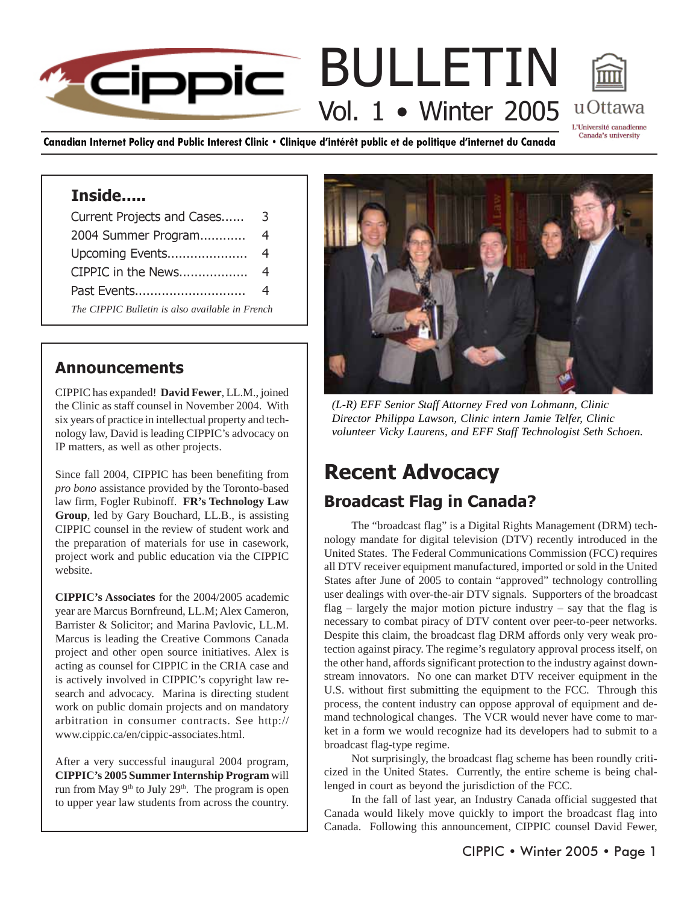# BULLETIN

Vol. 1 • Winter 2005

**Canadian Internet Policy and Public Interest Clinic • Clinique d'intérêt public et de politique d'internet du Canada**

## Inside.....

| | |
|---|---|
| Current Projects and Cases...... | 3 |
| 2004 Summer Program............ | 4 |
| Upcoming Events..................... | 4 |
| CIPPIC in the News.................. | 4 |
| Past Events............................. | 4 |

*The CIPPIC Bulletin is also available in French*

## Announcements

CIPPIC has expanded! **David Fewer**, LL.M., joined the Clinic as staff counsel in November 2004. With six years of practice in intellectual property and technology law, David is leading CIPPIC's advocacy on IP matters, as well as other projects.

Since fall 2004, CIPPIC has been benefiting from *pro bono* assistance provided by the Toronto-based law firm, Fogler Rubinoff. **FR's Technology Law Group**, led by Gary Bouchard, LL.B., is assisting CIPPIC counsel in the review of student work and the preparation of materials for use in casework, project work and public education via the CIPPIC website.

**CIPPIC's Associates** for the 2004/2005 academic year are Marcus Bornfreund, LL.M; Alex Cameron, Barrister & Solicitor; and Marina Pavlovic, LL.M. Marcus is leading the Creative Commons Canada project and other open source initiatives. Alex is acting as counsel for CIPPIC in the CRIA case and is actively involved in CIPPIC's copyright law research and advocacy. Marina is directing student work on public domain projects and on mandatory arbitration in consumer contracts. See http://www.cippic.ca/en/cippic-associates.html.

After a very successful inaugural 2004 program, **CIPPIC's 2005 Summer Internship Program** will run from May 9th to July 29th. The program is open to upper year law students from across the country.

*(L-R) EFF Senior Staff Attorney Fred von Lohmann, Clinic Director Philippa Lawson, Clinic intern Jamie Telfer, Clinic volunteer Vicky Laurens, and EFF Staff Technologist Seth Schoen.*

# Recent Advocacy

## Broadcast Flag in Canada?

The "broadcast flag" is a Digital Rights Management (DRM) technology mandate for digital television (DTV) recently introduced in the United States. The Federal Communications Commission (FCC) requires all DTV receiver equipment manufactured, imported or sold in the United States after June of 2005 to contain "approved" technology controlling user dealings with over-the-air DTV signals. Supporters of the broadcast flag – largely the major motion picture industry – say that the flag is necessary to combat piracy of DTV content over peer-to-peer networks. Despite this claim, the broadcast flag DRM affords only very weak protection against piracy. The regime's regulatory approval process itself, on the other hand, affords significant protection to the industry against downstream innovators. No one can market DTV receiver equipment in the U.S. without first submitting the equipment to the FCC. Through this process, the content industry can oppose approval of equipment and demand technological changes. The VCR would never have come to market in a form we would recognize had its developers had to submit to a broadcast flag-type regime.

Not surprisingly, the broadcast flag scheme has been roundly criticized in the United States. Currently, the entire scheme is being challenged in court as beyond the jurisdiction of the FCC.

In the fall of last year, an Industry Canada official suggested that Canada would likely move quickly to import the broadcast flag into Canada. Following this announcement, CIPPIC counsel David Fewer,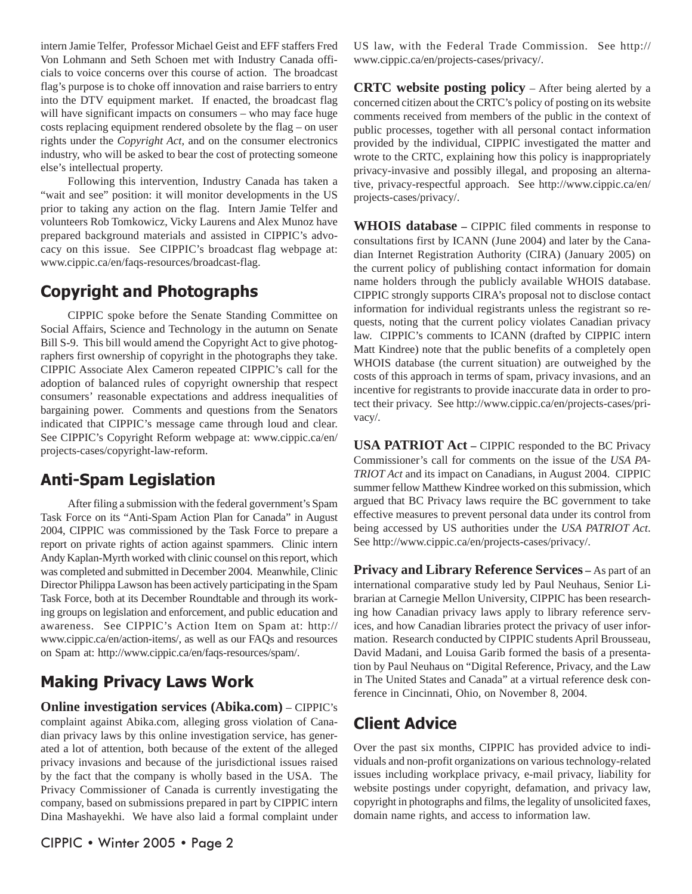intern Jamie Telfer, Professor Michael Geist and EFF staffers Fred Von Lohmann and Seth Schoen met with Industry Canada officials to voice concerns over this course of action. The broadcast flag's purpose is to choke off innovation and raise barriers to entry into the DTV equipment market. If enacted, the broadcast flag will have significant impacts on consumers – who may face huge costs replacing equipment rendered obsolete by the flag – on user rights under the *Copyright Act*, and on the consumer electronics industry, who will be asked to bear the cost of protecting someone else's intellectual property.

Following this intervention, Industry Canada has taken a "wait and see" position: it will monitor developments in the US prior to taking any action on the flag. Intern Jamie Telfer and volunteers Rob Tomkowicz, Vicky Laurens and Alex Munoz have prepared background materials and assisted in CIPPIC's advocacy on this issue. See CIPPIC's broadcast flag webpage at: www.cippic.ca/en/faqs-resources/broadcast-flag.

## Copyright and Photographs

CIPPIC spoke before the Senate Standing Committee on Social Affairs, Science and Technology in the autumn on Senate Bill S-9. This bill would amend the Copyright Act to give photographers first ownership of copyright in the photographs they take. CIPPIC Associate Alex Cameron repeated CIPPIC's call for the adoption of balanced rules of copyright ownership that respect consumers' reasonable expectations and address inequalities of bargaining power. Comments and questions from the Senators indicated that CIPPIC's message came through loud and clear. See CIPPIC's Copyright Reform webpage at: www.cippic.ca/en/projects-cases/copyright-law-reform.

## Anti-Spam Legislation

After filing a submission with the federal government's Spam Task Force on its "Anti-Spam Action Plan for Canada" in August 2004, CIPPIC was commissioned by the Task Force to prepare a report on private rights of action against spammers. Clinic intern Andy Kaplan-Myrth worked with clinic counsel on this report, which was completed and submitted in December 2004. Meanwhile, Clinic Director Philippa Lawson has been actively participating in the Spam Task Force, both at its December Roundtable and through its working groups on legislation and enforcement, and public education and awareness. See CIPPIC's Action Item on Spam at: http://www.cippic.ca/en/action-items/, as well as our FAQs and resources on Spam at: http://www.cippic.ca/en/faqs-resources/spam/.

## Making Privacy Laws Work

**Online investigation services (Abika.com)** – CIPPIC's complaint against Abika.com, alleging gross violation of Canadian privacy laws by this online investigation service, has generated a lot of attention, both because of the extent of the alleged privacy invasions and because of the jurisdictional issues raised by the fact that the company is wholly based in the USA. The Privacy Commissioner of Canada is currently investigating the company, based on submissions prepared in part by CIPPIC intern Dina Mashayekhi. We have also laid a formal complaint under US law, with the Federal Trade Commission. See http://www.cippic.ca/en/projects-cases/privacy/.

**CRTC website posting policy** – After being alerted by a concerned citizen about the CRTC's policy of posting on its website comments received from members of the public in the context of public processes, together with all personal contact information provided by the individual, CIPPIC investigated the matter and wrote to the CRTC, explaining how this policy is inappropriately privacy-invasive and possibly illegal, and proposing an alternative, privacy-respectful approach. See http://www.cippic.ca/en/projects-cases/privacy/.

**WHOIS database –** CIPPIC filed comments in response to consultations first by ICANN (June 2004) and later by the Canadian Internet Registration Authority (CIRA) (January 2005) on the current policy of publishing contact information for domain name holders through the publicly available WHOIS database. CIPPIC strongly supports CIRA's proposal not to disclose contact information for individual registrants unless the registrant so requests, noting that the current policy violates Canadian privacy law. CIPPIC's comments to ICANN (drafted by CIPPIC intern Matt Kindree) note that the public benefits of a completely open WHOIS database (the current situation) are outweighed by the costs of this approach in terms of spam, privacy invasions, and an incentive for registrants to provide inaccurate data in order to protect their privacy. See http://www.cippic.ca/en/projects-cases/privacy/.

**USA PATRIOT Act –** CIPPIC responded to the BC Privacy Commissioner's call for comments on the issue of the *USA PATRIOT Act* and its impact on Canadians, in August 2004. CIPPIC summer fellow Matthew Kindree worked on this submission, which argued that BC Privacy laws require the BC government to take effective measures to prevent personal data under its control from being accessed by US authorities under the *USA PATRIOT Act*. See http://www.cippic.ca/en/projects-cases/privacy/.

**Privacy and Library Reference Services –** As part of an international comparative study led by Paul Neuhaus, Senior Librarian at Carnegie Mellon University, CIPPIC has been researching how Canadian privacy laws apply to library reference services, and how Canadian libraries protect the privacy of user information. Research conducted by CIPPIC students April Brousseau, David Madani, and Louisa Garib formed the basis of a presentation by Paul Neuhaus on "Digital Reference, Privacy, and the Law in The United States and Canada" at a virtual reference desk conference in Cincinnati, Ohio, on November 8, 2004.

## Client Advice

Over the past six months, CIPPIC has provided advice to individuals and non-profit organizations on various technology-related issues including workplace privacy, e-mail privacy, liability for website postings under copyright, defamation, and privacy law, copyright in photographs and films, the legality of unsolicited faxes, domain name rights, and access to information law.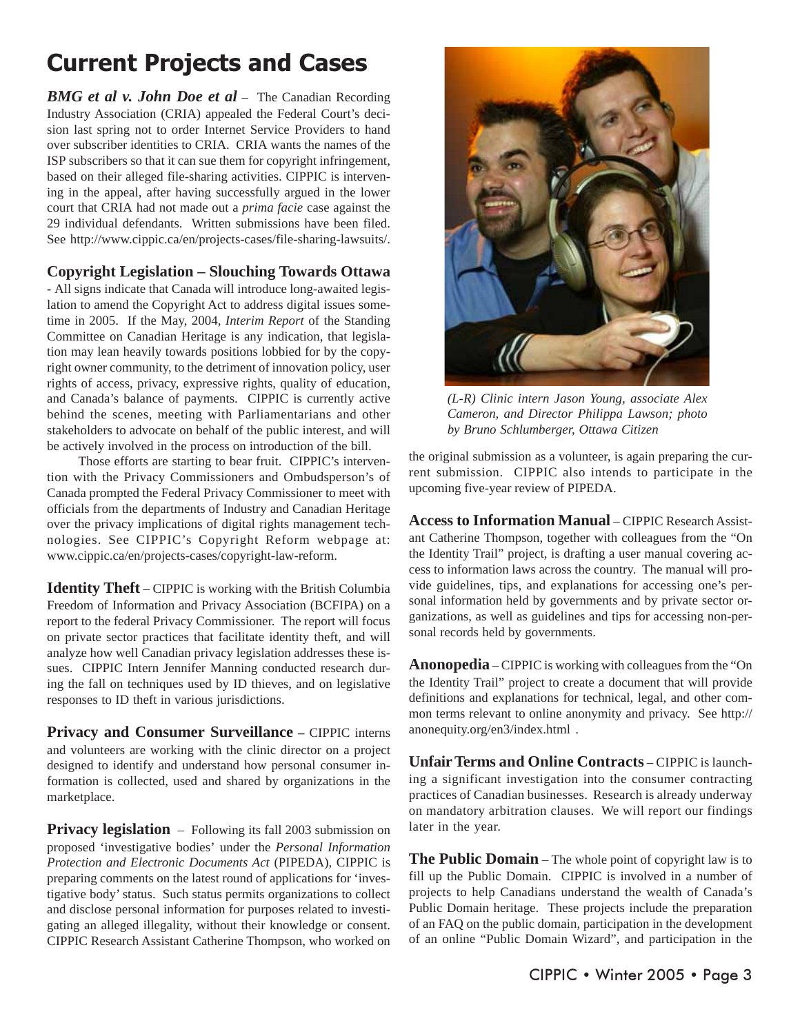# Current Projects and Cases

***BMG et al v. John Doe et al*** – The Canadian Recording Industry Association (CRIA) appealed the Federal Court's decision last spring not to order Internet Service Providers to hand over subscriber identities to CRIA. CRIA wants the names of the ISP subscribers so that it can sue them for copyright infringement, based on their alleged file-sharing activities. CIPPIC is intervening in the appeal, after having successfully argued in the lower court that CRIA had not made out a *prima facie* case against the 29 individual defendants. Written submissions have been filed. See http://www.cippic.ca/en/projects-cases/file-sharing-lawsuits/.

**Copyright Legislation – Slouching Towards Ottawa** - All signs indicate that Canada will introduce long-awaited legislation to amend the Copyright Act to address digital issues sometime in 2005. If the May, 2004, *Interim Report* of the Standing Committee on Canadian Heritage is any indication, that legislation may lean heavily towards positions lobbied for by the copyright owner community, to the detriment of innovation policy, user rights of access, privacy, expressive rights, quality of education, and Canada's balance of payments. CIPPIC is currently active behind the scenes, meeting with Parliamentarians and other stakeholders to advocate on behalf of the public interest, and will be actively involved in the process on introduction of the bill.

Those efforts are starting to bear fruit. CIPPIC's intervention with the Privacy Commissioners and Ombudsperson's of Canada prompted the Federal Privacy Commissioner to meet with officials from the departments of Industry and Canadian Heritage over the privacy implications of digital rights management technologies. See CIPPIC's Copyright Reform webpage at: www.cippic.ca/en/projects-cases/copyright-law-reform.

**Identity Theft** – CIPPIC is working with the British Columbia Freedom of Information and Privacy Association (BCFIPA) on a report to the federal Privacy Commissioner. The report will focus on private sector practices that facilitate identity theft, and will analyze how well Canadian privacy legislation addresses these issues. CIPPIC Intern Jennifer Manning conducted research during the fall on techniques used by ID thieves, and on legislative responses to ID theft in various jurisdictions.

**Privacy and Consumer Surveillance** – CIPPIC interns and volunteers are working with the clinic director on a project designed to identify and understand how personal consumer information is collected, used and shared by organizations in the marketplace.

**Privacy legislation** – Following its fall 2003 submission on proposed 'investigative bodies' under the *Personal Information Protection and Electronic Documents Act* (PIPEDA), CIPPIC is preparing comments on the latest round of applications for 'investigative body' status. Such status permits organizations to collect and disclose personal information for purposes related to investigating an alleged illegality, without their knowledge or consent. CIPPIC Research Assistant Catherine Thompson, who worked on the original submission as a volunteer, is again preparing the current submission. CIPPIC also intends to participate in the upcoming five-year review of PIPEDA.

*(L-R) Clinic intern Jason Young, associate Alex Cameron, and Director Philippa Lawson; photo by Bruno Schlumberger, Ottawa Citizen*

**Access to Information Manual** – CIPPIC Research Assistant Catherine Thompson, together with colleagues from the "On the Identity Trail" project, is drafting a user manual covering access to information laws across the country. The manual will provide guidelines, tips, and explanations for accessing one's personal information held by governments and by private sector organizations, as well as guidelines and tips for accessing non-personal records held by governments.

**Anonopedia** – CIPPIC is working with colleagues from the "On the Identity Trail" project to create a document that will provide definitions and explanations for technical, legal, and other common terms relevant to online anonymity and privacy. See http://anonequity.org/en3/index.html .

**Unfair Terms and Online Contracts** – CIPPIC is launching a significant investigation into the consumer contracting practices of Canadian businesses. Research is already underway on mandatory arbitration clauses. We will report our findings later in the year.

**The Public Domain** – The whole point of copyright law is to fill up the Public Domain. CIPPIC is involved in a number of projects to help Canadians understand the wealth of Canada's Public Domain heritage. These projects include the preparation of an FAQ on the public domain, participation in the development of an online "Public Domain Wizard", and participation in the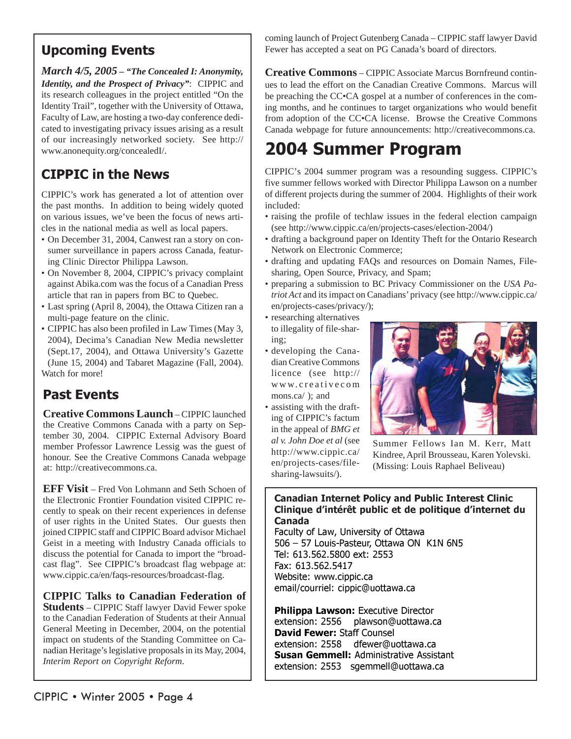## Upcoming Events

***March 4/5, 2005* – *"The Concealed I: Anonymity, Identity, and the Prospect of Privacy"***: CIPPIC and its research colleagues in the project entitled "On the Identity Trail", together with the University of Ottawa, Faculty of Law, are hosting a two-day conference dedicated to investigating privacy issues arising as a result of our increasingly networked society. See http://www.anonequity.org/concealedI/.

## CIPPIC in the News

CIPPIC's work has generated a lot of attention over the past months. In addition to being widely quoted on various issues, we've been the focus of news articles in the national media as well as local papers.

- On December 31, 2004, Canwest ran a story on consumer surveillance in papers across Canada, featuring Clinic Director Philippa Lawson.
- On November 8, 2004, CIPPIC's privacy complaint against Abika.com was the focus of a Canadian Press article that ran in papers from BC to Quebec.
- Last spring (April 8, 2004), the Ottawa Citizen ran a multi-page feature on the clinic.
- CIPPIC has also been profiled in Law Times (May 3, 2004), Decima's Canadian New Media newsletter (Sept.17, 2004), and Ottawa University's Gazette (June 15, 2004) and Tabaret Magazine (Fall, 2004).

Watch for more!

## Past Events

**Creative Commons Launch** – CIPPIC launched the Creative Commons Canada with a party on September 30, 2004. CIPPIC External Advisory Board member Professor Lawrence Lessig was the guest of honour. See the Creative Commons Canada webpage at: http://creativecommons.ca.

**EFF Visit** – Fred Von Lohmann and Seth Schoen of the Electronic Frontier Foundation visited CIPPIC recently to speak on their recent experiences in defense of user rights in the United States. Our guests then joined CIPPIC staff and CIPPIC Board advisor Michael Geist in a meeting with Industry Canada officials to discuss the potential for Canada to import the "broadcast flag". See CIPPIC's broadcast flag webpage at: www.cippic.ca/en/faqs-resources/broadcast-flag.

**CIPPIC Talks to Canadian Federation of Students** – CIPPIC Staff lawyer David Fewer spoke to the Canadian Federation of Students at their Annual General Meeting in December, 2004, on the potential impact on students of the Standing Committee on Canadian Heritage's legislative proposals in its May, 2004, *Interim Report on Copyright Reform*.

coming launch of Project Gutenberg Canada – CIPPIC staff lawyer David Fewer has accepted a seat on PG Canada's board of directors.

**Creative Commons** – CIPPIC Associate Marcus Bornfreund continues to lead the effort on the Canadian Creative Commons. Marcus will be preaching the CC•CA gospel at a number of conferences in the coming months, and he continues to target organizations who would benefit from adoption of the CC•CA license. Browse the Creative Commons Canada webpage for future announcements: http://creativecommons.ca.

# 2004 Summer Program

CIPPIC's 2004 summer program was a resounding suggess. CIPPIC's five summer fellows worked with Director Philippa Lawson on a number of different projects during the summer of 2004. Highlights of their work included:

- raising the profile of techlaw issues in the federal election campaign (see http://www.cippic.ca/en/projects-cases/election-2004/)
- drafting a background paper on Identity Theft for the Ontario Research Network on Electronic Commerce;
- drafting and updating FAQs and resources on Domain Names, File-sharing, Open Source, Privacy, and Spam;
- preparing a submission to BC Privacy Commissioner on the *USA Patriot Act* and its impact on Canadians' privacy (see http://www.cippic.ca/en/projects-cases/privacy/);
- researching alternatives to illegality of file-sharing;
- developing the Canadian Creative Commons licence (see http://www.creativecommons.ca/ ); and
- assisting with the drafting of CIPPIC's factum in the appeal of *BMG et al v. John Doe et al* (see http://www.cippic.ca/en/projects-cases/file-sharing-lawsuits/).

Summer Fellows Ian M. Kerr, Matt Kindree, April Brousseau, Karen Yolevski. (Missing: Louis Raphael Beliveau)

**Canadian Internet Policy and Public Interest Clinic**
**Clinique d'intérêt public et de politique d'internet du Canada**
Faculty of Law, University of Ottawa
506 – 57 Louis-Pasteur, Ottawa ON K1N 6N5
Tel: 613.562.5800 ext: 2553
Fax: 613.562.5417
Website: www.cippic.ca
email/courriel: cippic@uottawa.ca

**Philippa Lawson:** Executive Director
extension: 2556 plawson@uottawa.ca
**David Fewer:** Staff Counsel
extension: 2558 dfewer@uottawa.ca
**Susan Gemmell:** Administrative Assistant
extension: 2553 sgemmell@uottawa.ca